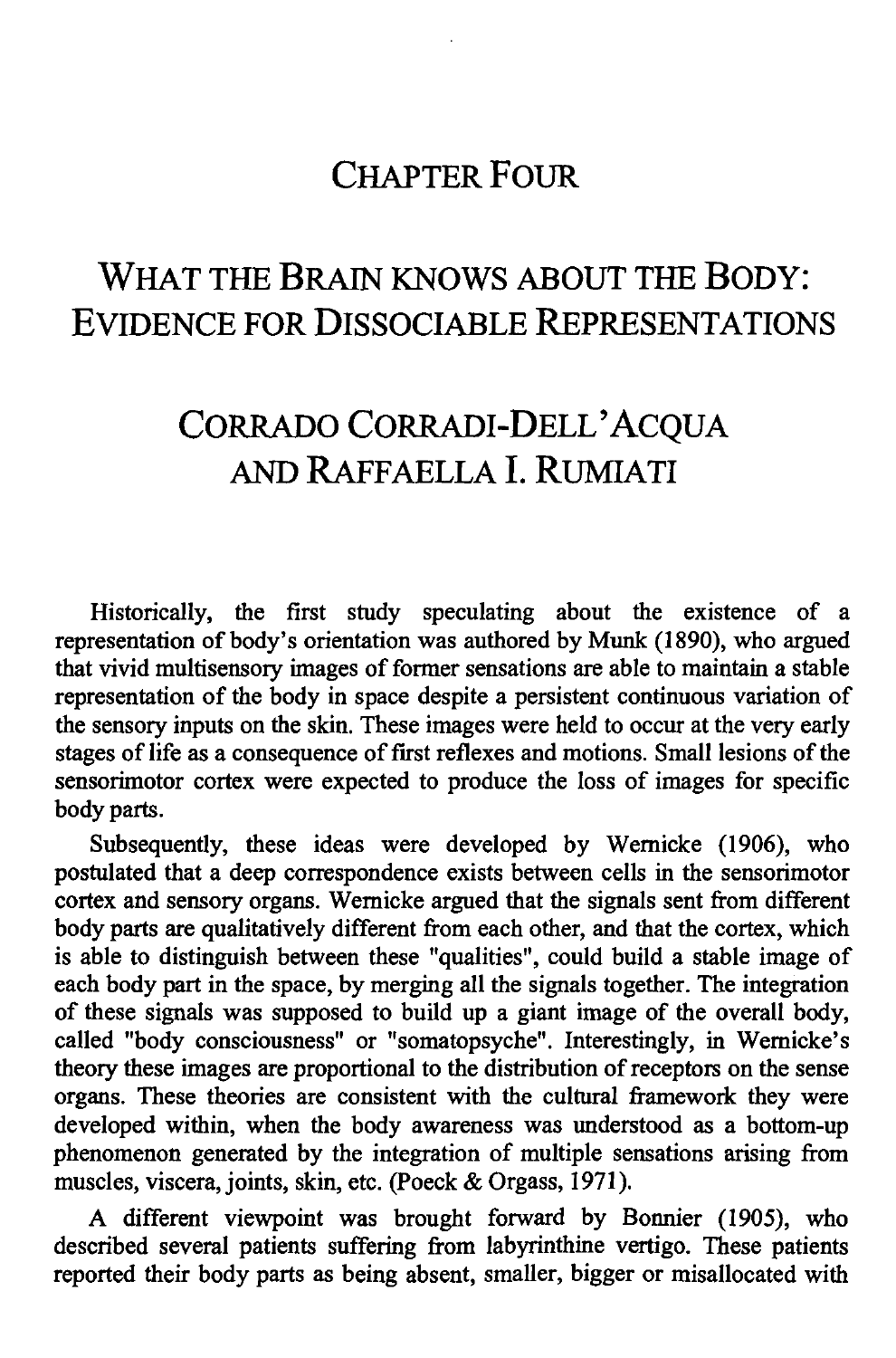# CHAPTER FOUR

## WHAT THE BRAIN KNOWS ABOUT THE BODY: EVIDENCE FOR DISSOCIABLE REPRESENTATIONS

### CORRADO CORRADI-DELL'ACQUA AND RAFFAELLA I. RUMIATI

Historically, the first study speculating about the existence of a representation of body's orientation was authored by Munk (1890), who argued that vivid multisensory images of former sensations are able to maintain a stable representation of the body in space despite a persistent continuous variation of the sensory inputs on the skin. These images were held to occur at the very early stages of life as a consequence of first reflexes and motions. Small lesions of the sensorimotor cortex were expected to produce the loss of images for specific body parts.

Subsequently, these ideas were developed by Wernicke (1906), who postulated that a deep correspondence exists between cells in the sensorimotor cortex and sensory organs. Wernicke argued that the signals sent from different body parts are qualitatively different from each other, and that the cortex, which is able to distinguish between these "qualities", could build a stable image of each body part in the space, by merging all the signals together. The integration of these signals was supposed to build up a giant image of the overall body, called "body consciousness" or "somatopsyche". Interestingly, in Wernicke's theory these images are proportional to the distribution of receptors on the sense organs. These theories are consistent with the cultural framework they were developed within, when the body awareness was understood as a bottom-up phenomenon generated by the integration of multiple sensations arising from muscles, viscera, joints, skin, etc. (Poeck & Orgass, 1971).

A different viewpoint was brought forward by Bonnier (1905), who described several patients suffering from labyrinthine vertigo. These patients reported their body parts as being absent, smaller, bigger or misallocated with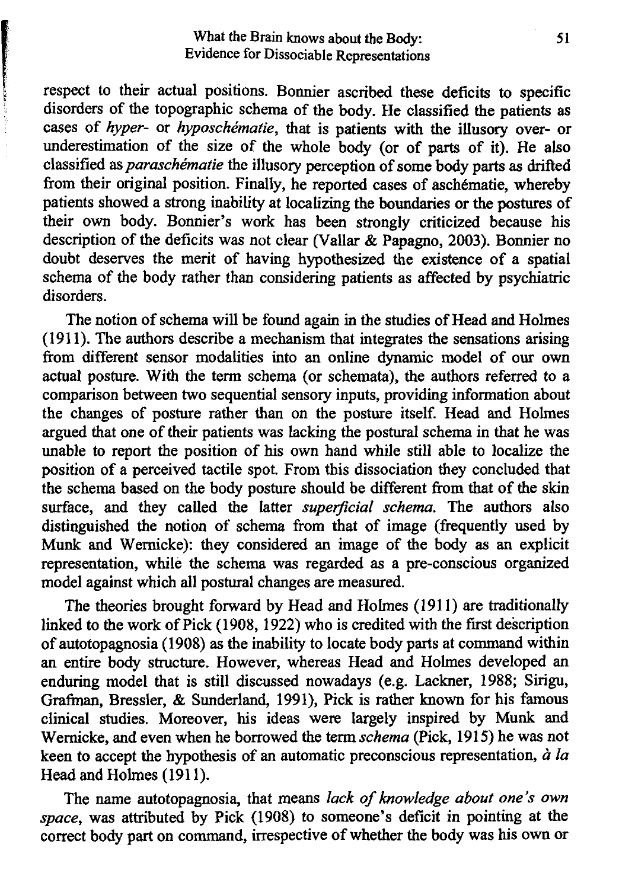respect to their actual positions. Bonnier ascribed these deficits to specific disorders of the topographic schema of the body. He classified the patients as cases of *hyper-* or *hyposchématie*, that is patients with the illusory over- or underestimation of the size of the whole body (or of parts of it). He also classified as *paraschématie* the illusory perception of some body parts as drifted from their original position. Finally, he reported cases of aschématie, whereby patients showed a strong inability at localizing the boundaries or the postures of their own body. Bonnier's work has been strongly criticized because his description of the deficits was not clear (Vallar & Papagno, 2003). Bonnier no doubt deserves the merit of having hypothesized the existence of a spatial schema of the body rather than considering patients as affected by psychiatric disorders.

The notion of schema will be found again in the studies of Head and Holmes (1911). The authors describe a mechanism that integrates the sensations arising from different sensor modalities into an online dynamic model of our own actual posture. With the term schema (or schemata), the authors referred to a comparison between two sequential sensory inputs, providing information about the changes of posture rather than on the posture itself. Head and Holmes argued that one of their patients was lacking the postural schema in that he was unable to report the position of his own hand while still able to localize the position of a perceived tactile spot. From this dissociation they concluded that the schema based on the body posture should be different from that of the skin surface, and they called the latter *superficial schema*. The authors also distinguished the notion of schema from that of image (frequently used by Munk and Wernicke): they considered an image of the body as an explicit representation, while the schema was regarded as a pre-conscious organized model against which all postural changes are measured.

The theories brought forward by Head and Holmes (1911) are traditionally linked to the work of Pick (1908, 1922) who is credited with the first description of autotopagnosia (1908) as the inability to locate body parts at command within an entire body structure. However, whereas Head and Holmes developed an enduring model that is still discussed nowadays (e.g. Lackner, 1988; Sirigu, Grafman, Bressler, & Sunderland, 1991), Pick is rather known for his famous clinical studies. Moreover, his ideas were largely inspired by Munk and Wernicke, and even when he borrowed the term *schema* (Pick, 1915) he was not keen to accept the hypothesis of an automatic preconscious representation, *à la* Head and Holmes (1911).

The name autotopagnosia, that means *lack of knowledge about one's own space*, was attributed by Pick (1908) to someone's deficit in pointing at the correct body part on command, irrespective of whether the body was his own or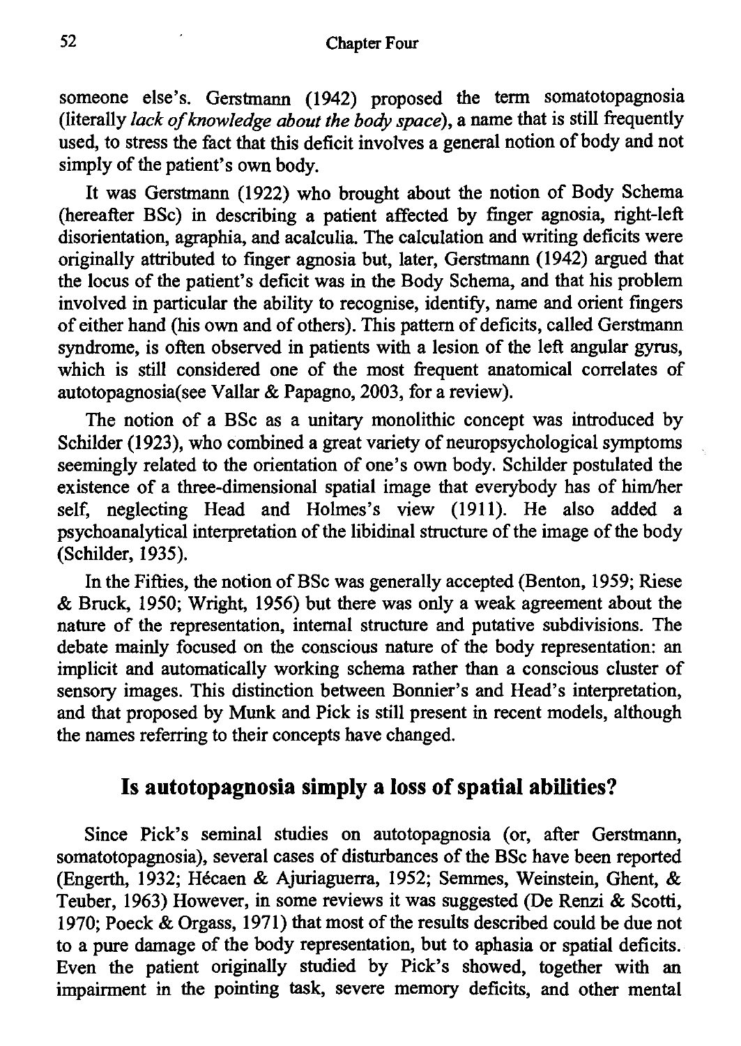someone else's. Gerstmann (1942) proposed the term somatotopagnosia (literally *lack of knowledge about the body space*), a name that is still frequently used, to stress the fact that this deficit involves a general notion of body and not simply of the patient's own body.

It was Gerstmann (1922) who brought about the notion of Body Schema (hereafter BSc) in describing a patient affected by finger agnosia, right-left disorientation, agraphia, and acalculia. The calculation and writing deficits were originally attributed to finger agnosia but, later, Gerstmann (1942) argued that the locus of the patient's deficit was in the Body Schema, and that his problem involved in particular the ability to recognise, identify, name and orient fingers of either hand (his own and of others). This pattern of deficits, called Gerstmann syndrome, is often observed in patients with a lesion of the left angular gyrus, which is still considered one of the most frequent anatomical correlates of autotopagnosia(see Vallar & Papagno, 2003, for a review).

The notion of a BSc as a unitary monolithic concept was introduced by Schilder (1923), who combined a great variety of neuropsychological symptoms seemingly related to the orientation of one's own body. Schilder postulated the existence of a three-dimensional spatial image that everybody has of him/her self, neglecting Head and Holmes's view (1911). He also added a psychoanalytical interpretation of the libidinal structure of the image of the body (Schilder, 1935).

In the Fifties, the notion of BSc was generally accepted (Benton, 1959; Riese & Bruck, 1950; Wright, 1956) but there was only a weak agreement about the nature of the representation, internal structure and putative subdivisions. The debate mainly focused on the conscious nature of the body representation: an implicit and automatically working schema rather than a conscious cluster of sensory images. This distinction between Bonnier's and Head's interpretation, and that proposed by Munk and Pick is still present in recent models, although the names referring to their concepts have changed.

## Is autotopagnosia simply a loss of spatial abilities?

Since Pick's seminal studies on autotopagnosia (or, after Gerstmann, somatotopagnosia), several cases of disturbances of the BSc have been reported (Engerth, 1932; Hécaen & Ajuriaguerra, 1952; Semmes, Weinstein, Ghent, & Teuber, 1963) However, in some reviews it was suggested (De Renzi & Scotti, 1970; Poeck & Orgass, 1971) that most of the results described could be due not to a pure damage of the body representation, but to aphasia or spatial deficits. Even the patient originally studied by Pick's showed, together with an impairment in the pointing task, severe memory deficits, and other mental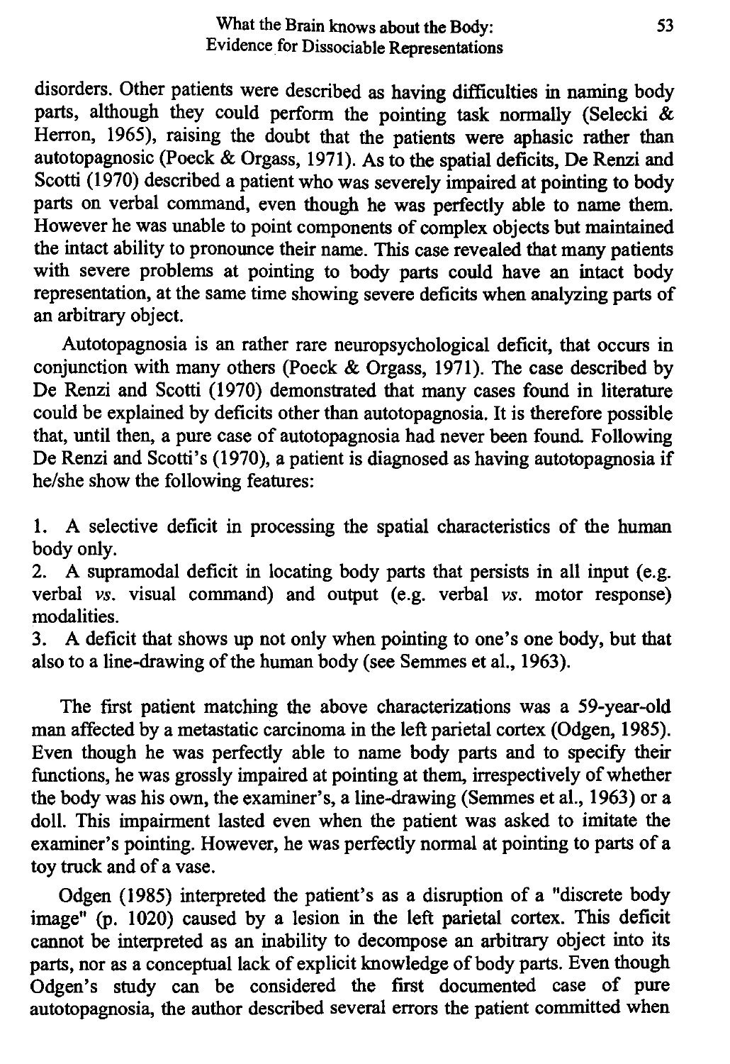disorders. Other patients were described as having difficulties in naming body parts, although they could perform the pointing task normally (Selecki & Herron, 1965), raising the doubt that the patients were aphasic rather than autotopagnosic (Poeck & Orgass, 1971). As to the spatial deficits, De Renzi and Scotti (1970) described a patient who was severely impaired at pointing to body parts on verbal command, even though he was perfectly able to name them. However he was unable to point components of complex objects but maintained the intact ability to pronounce their name. This case revealed that many patients with severe problems at pointing to body parts could have an intact body representation, at the same time showing severe deficits when analyzing parts of an arbitrary object.

Autotopagnosia is an rather rare neuropsychological deficit, that occurs in conjunction with many others (Poeck & Orgass, 1971). The case described by De Renzi and Scotti (1970) demonstrated that many cases found in literature could be explained by deficits other than autotopagnosia. It is therefore possible that, until then, a pure case of autotopagnosia had never been found. Following De Renzi and Scotti's (1970), a patient is diagnosed as having autotopagnosia if he/she show the following features:

1. A selective deficit in processing the spatial characteristics of the human body only.
2. A supramodal deficit in locating body parts that persists in all input (e.g. verbal *vs.* visual command) and output (e.g. verbal *vs.* motor response) modalities.
3. A deficit that shows up not only when pointing to one's one body, but that also to a line-drawing of the human body (see Semmes et al., 1963).

The first patient matching the above characterizations was a 59-year-old man affected by a metastatic carcinoma in the left parietal cortex (Odgen, 1985). Even though he was perfectly able to name body parts and to specify their functions, he was grossly impaired at pointing at them, irrespectively of whether the body was his own, the examiner's, a line-drawing (Semmes et al., 1963) or a doll. This impairment lasted even when the patient was asked to imitate the examiner's pointing. However, he was perfectly normal at pointing to parts of a toy truck and of a vase.

Odgen (1985) interpreted the patient's as a disruption of a "discrete body image" (p. 1020) caused by a lesion in the left parietal cortex. This deficit cannot be interpreted as an inability to decompose an arbitrary object into its parts, nor as a conceptual lack of explicit knowledge of body parts. Even though Odgen's study can be considered the first documented case of pure autotopagnosia, the author described several errors the patient committed when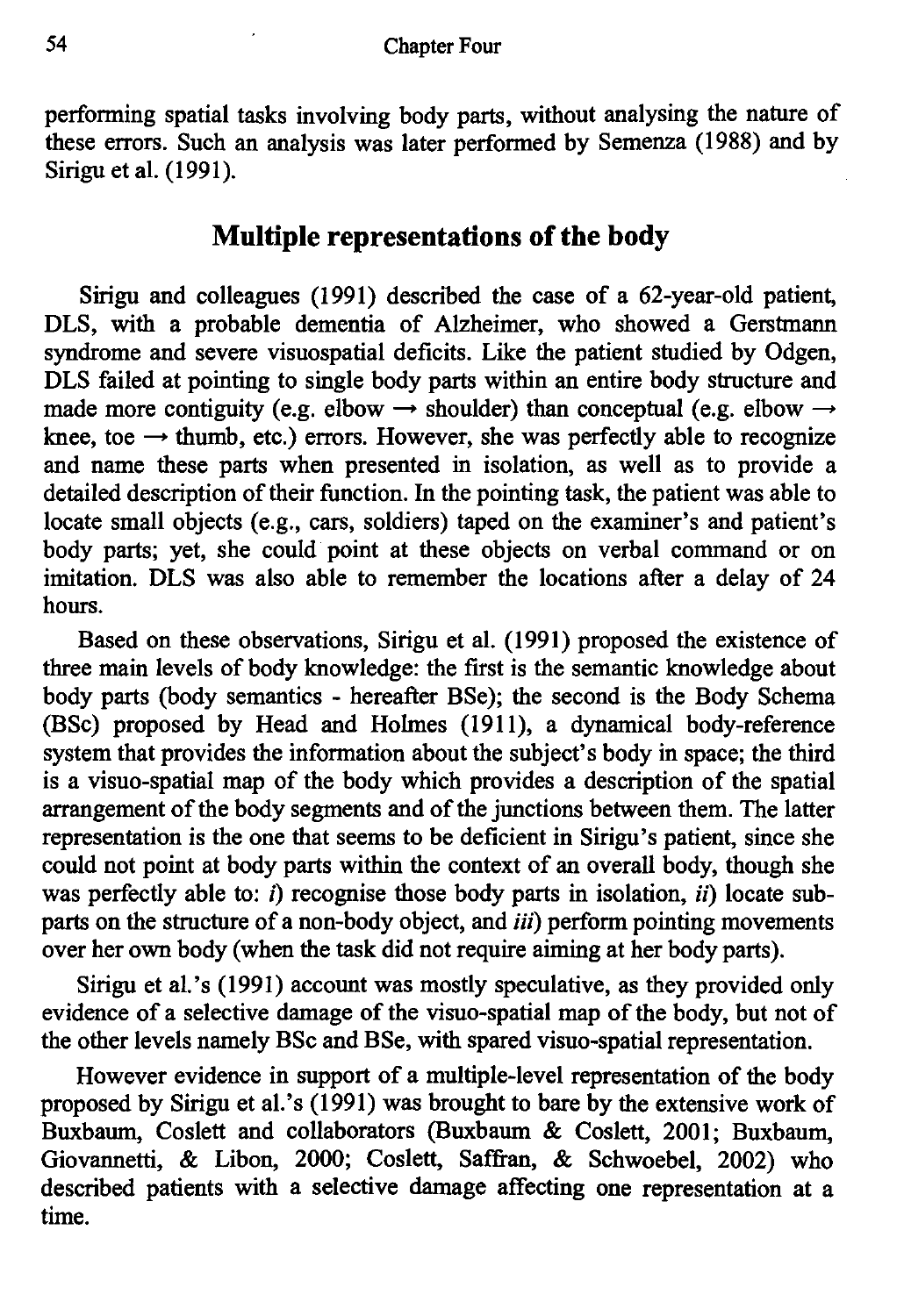performing spatial tasks involving body parts, without analysing the nature of these errors. Such an analysis was later performed by Semenza (1988) and by Sirigu et al. (1991).

## Multiple representations of the body

Sirigu and colleagues (1991) described the case of a 62-year-old patient, DLS, with a probable dementia of Alzheimer, who showed a Gerstmann syndrome and severe visuospatial deficits. Like the patient studied by Odgen, DLS failed at pointing to single body parts within an entire body structure and made more contiguity (e.g. elbow → shoulder) than conceptual (e.g. elbow → knee, toe → thumb, etc.) errors. However, she was perfectly able to recognize and name these parts when presented in isolation, as well as to provide a detailed description of their function. In the pointing task, the patient was able to locate small objects (e.g., cars, soldiers) taped on the examiner's and patient's body parts; yet, she could point at these objects on verbal command or on imitation. DLS was also able to remember the locations after a delay of 24 hours.

Based on these observations, Sirigu et al. (1991) proposed the existence of three main levels of body knowledge: the first is the semantic knowledge about body parts (body semantics - hereafter BSe); the second is the Body Schema (BSc) proposed by Head and Holmes (1911), a dynamical body-reference system that provides the information about the subject's body in space; the third is a visuo-spatial map of the body which provides a description of the spatial arrangement of the body segments and of the junctions between them. The latter representation is the one that seems to be deficient in Sirigu's patient, since she could not point at body parts within the context of an overall body, though she was perfectly able to: *i*) recognise those body parts in isolation, *ii*) locate sub-parts on the structure of a non-body object, and *iii*) perform pointing movements over her own body (when the task did not require aiming at her body parts).

Sirigu et al.'s (1991) account was mostly speculative, as they provided only evidence of a selective damage of the visuo-spatial map of the body, but not of the other levels namely BSc and BSe, with spared visuo-spatial representation.

However evidence in support of a multiple-level representation of the body proposed by Sirigu et al.'s (1991) was brought to bare by the extensive work of Buxbaum, Coslett and collaborators (Buxbaum & Coslett, 2001; Buxbaum, Giovannetti, & Libon, 2000; Coslett, Saffran, & Schwoebel, 2002) who described patients with a selective damage affecting one representation at a time.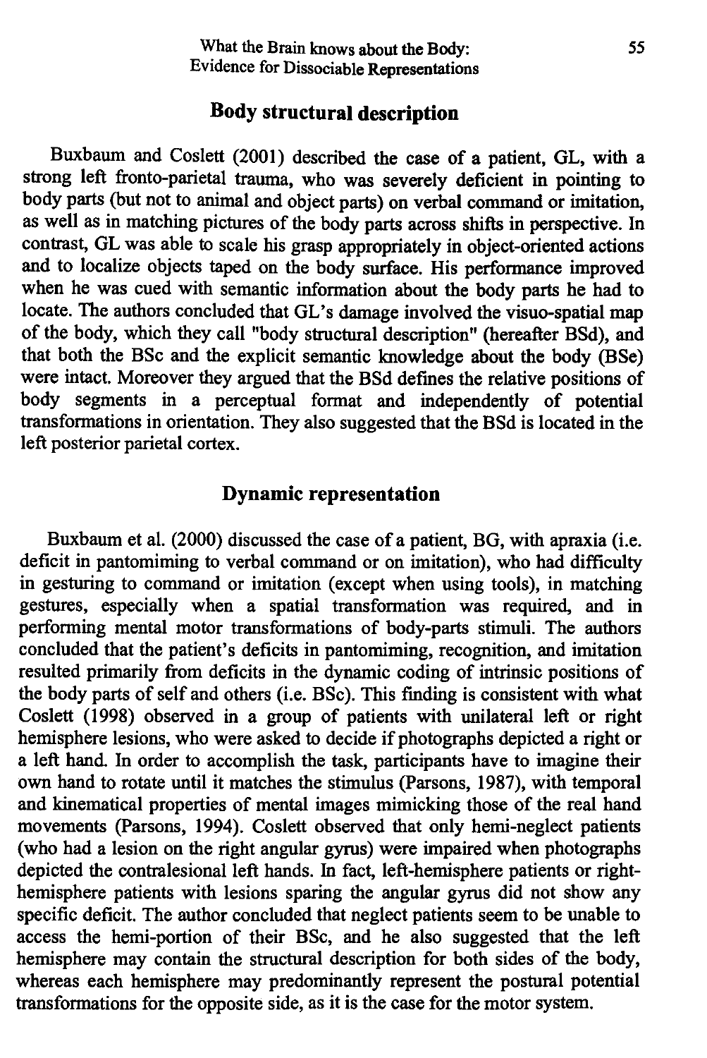## Body structural description

Buxbaum and Coslett (2001) described the case of a patient, GL, with a strong left fronto-parietal trauma, who was severely deficient in pointing to body parts (but not to animal and object parts) on verbal command or imitation, as well as in matching pictures of the body parts across shifts in perspective. In contrast, GL was able to scale his grasp appropriately in object-oriented actions and to localize objects taped on the body surface. His performance improved when he was cued with semantic information about the body parts he had to locate. The authors concluded that GL's damage involved the visuo-spatial map of the body, which they call "body structural description" (hereafter BSd), and that both the BSc and the explicit semantic knowledge about the body (BSe) were intact. Moreover they argued that the BSd defines the relative positions of body segments in a perceptual format and independently of potential transformations in orientation. They also suggested that the BSd is located in the left posterior parietal cortex.

## Dynamic representation

Buxbaum et al. (2000) discussed the case of a patient, BG, with apraxia (i.e. deficit in pantomiming to verbal command or on imitation), who had difficulty in gesturing to command or imitation (except when using tools), in matching gestures, especially when a spatial transformation was required, and in performing mental motor transformations of body-parts stimuli. The authors concluded that the patient's deficits in pantomiming, recognition, and imitation resulted primarily from deficits in the dynamic coding of intrinsic positions of the body parts of self and others (i.e. BSc). This finding is consistent with what Coslett (1998) observed in a group of patients with unilateral left or right hemisphere lesions, who were asked to decide if photographs depicted a right or a left hand. In order to accomplish the task, participants have to imagine their own hand to rotate until it matches the stimulus (Parsons, 1987), with temporal and kinematical properties of mental images mimicking those of the real hand movements (Parsons, 1994). Coslett observed that only hemi-neglect patients (who had a lesion on the right angular gyrus) were impaired when photographs depicted the contralesional left hands. In fact, left-hemisphere patients or right-hemisphere patients with lesions sparing the angular gyrus did not show any specific deficit. The author concluded that neglect patients seem to be unable to access the hemi-portion of their BSc, and he also suggested that the left hemisphere may contain the structural description for both sides of the body, whereas each hemisphere may predominantly represent the postural potential transformations for the opposite side, as it is the case for the motor system.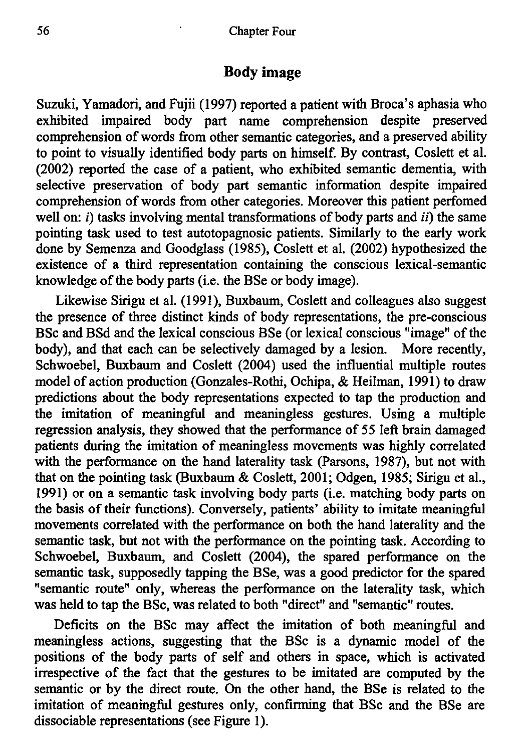## Body image

Suzuki, Yamadori, and Fujii (1997) reported a patient with Broca's aphasia who exhibited impaired body part name comprehension despite preserved comprehension of words from other semantic categories, and a preserved ability to point to visually identified body parts on himself. By contrast, Coslett et al. (2002) reported the case of a patient, who exhibited semantic dementia, with selective preservation of body part semantic information despite impaired comprehension of words from other categories. Moreover this patient perfomed well on: *i)* tasks involving mental transformations of body parts and *ii)* the same pointing task used to test autotopagnosic patients. Similarly to the early work done by Semenza and Goodglass (1985), Coslett et al. (2002) hypothesized the existence of a third representation containing the conscious lexical-semantic knowledge of the body parts (i.e. the BSe or body image).

Likewise Sirigu et al. (1991), Buxbaum, Coslett and colleagues also suggest the presence of three distinct kinds of body representations, the pre-conscious BSc and BSd and the lexical conscious BSe (or lexical conscious "image" of the body), and that each can be selectively damaged by a lesion. More recently, Schwoebel, Buxbaum and Coslett (2004) used the influential multiple routes model of action production (Gonzales-Rothi, Ochipa, & Heilman, 1991) to draw predictions about the body representations expected to tap the production and the imitation of meaningful and meaningless gestures. Using a multiple regression analysis, they showed that the performance of 55 left brain damaged patients during the imitation of meaningless movements was highly correlated with the performance on the hand laterality task (Parsons, 1987), but not with that on the pointing task (Buxbaum & Coslett, 2001; Odgen, 1985; Sirigu et al., 1991) or on a semantic task involving body parts (i.e. matching body parts on the basis of their functions). Conversely, patients' ability to imitate meaningful movements correlated with the performance on both the hand laterality and the semantic task, but not with the performance on the pointing task. According to Schwoebel, Buxbaum, and Coslett (2004), the spared performance on the semantic task, supposedly tapping the BSe, was a good predictor for the spared "semantic route" only, whereas the performance on the laterality task, which was held to tap the BSc, was related to both "direct" and "semantic" routes.

Deficits on the BSc may affect the imitation of both meaningful and meaningless actions, suggesting that the BSc is a dynamic model of the positions of the body parts of self and others in space, which is activated irrespective of the fact that the gestures to be imitated are computed by the semantic or by the direct route. On the other hand, the BSe is related to the imitation of meaningful gestures only, confirming that BSc and the BSe are dissociable representations (see Figure 1).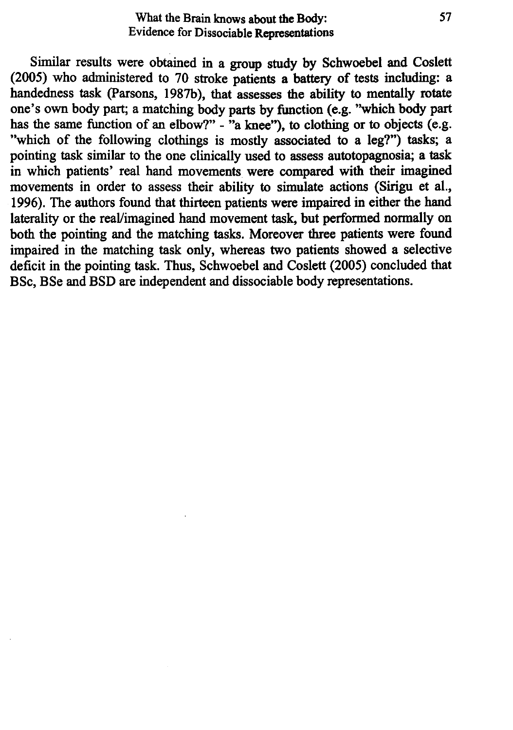Similar results were obtained in a group study by Schwoebel and Coslett (2005) who administered to 70 stroke patients a battery of tests including: a handedness task (Parsons, 1987b), that assesses the ability to mentally rotate one's own body part; a matching body parts by function (e.g. "which body part has the same function of an elbow?" - "a knee"), to clothing or to objects (e.g. "which of the following clothings is mostly associated to a leg?") tasks; a pointing task similar to the one clinically used to assess autotopagnosia; a task in which patients' real hand movements were compared with their imagined movements in order to assess their ability to simulate actions (Sirigu et al., 1996). The authors found that thirteen patients were impaired in either the hand laterality or the real/imagined hand movement task, but performed normally on both the pointing and the matching tasks. Moreover three patients were found impaired in the matching task only, whereas two patients showed a selective deficit in the pointing task. Thus, Schwoebel and Coslett (2005) concluded that BSc, BSe and BSD are independent and dissociable body representations.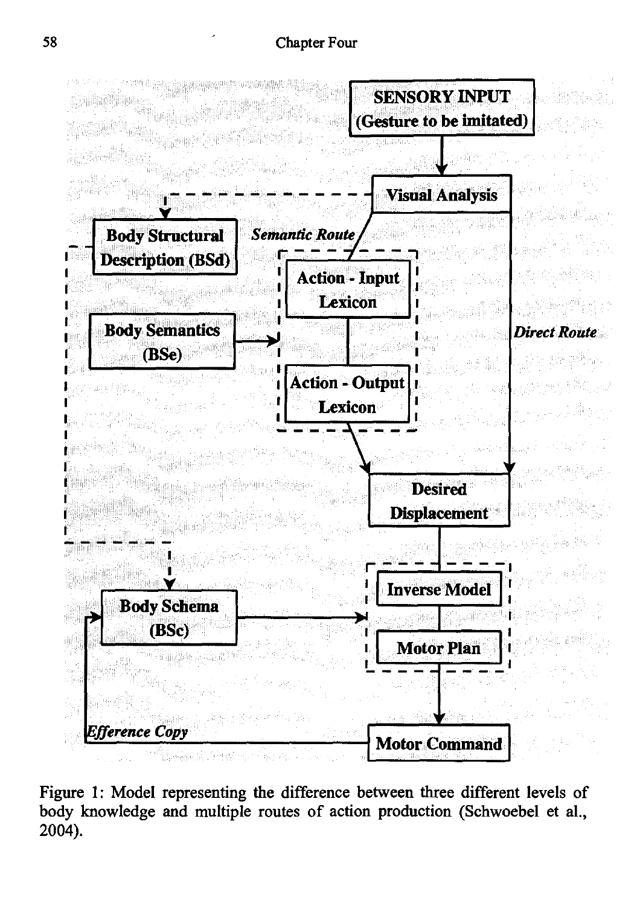Figure 1: Model representing the difference between three different levels of body knowledge and multiple routes of action production (Schwoebel et al., 2004).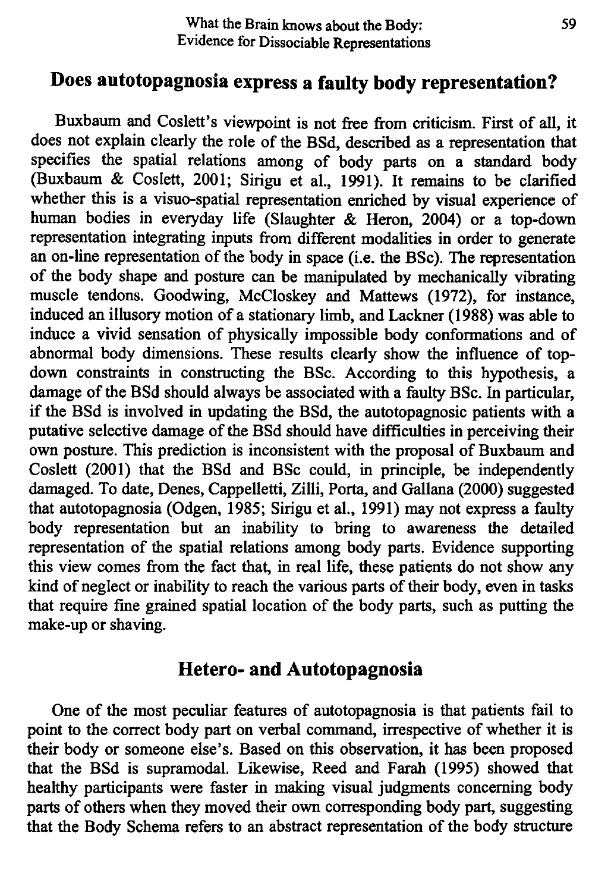## Does autotopagnosia express a faulty body representation?

Buxbaum and Coslett's viewpoint is not free from criticism. First of all, it does not explain clearly the role of the BSd, described as a representation that specifies the spatial relations among of body parts on a standard body (Buxbaum & Coslett, 2001; Sirigu et al., 1991). It remains to be clarified whether this is a visuo-spatial representation enriched by visual experience of human bodies in everyday life (Slaughter & Heron, 2004) or a top-down representation integrating inputs from different modalities in order to generate an on-line representation of the body in space (i.e. the BSc). The representation of the body shape and posture can be manipulated by mechanically vibrating muscle tendons. Goodwing, McCloskey and Mattews (1972), for instance, induced an illusory motion of a stationary limb, and Lackner (1988) was able to induce a vivid sensation of physically impossible body conformations and of abnormal body dimensions. These results clearly show the influence of top-down constraints in constructing the BSc. According to this hypothesis, a damage of the BSd should always be associated with a faulty BSc. In particular, if the BSd is involved in updating the BSd, the autotopagnosic patients with a putative selective damage of the BSd should have difficulties in perceiving their own posture. This prediction is inconsistent with the proposal of Buxbaum and Coslett (2001) that the BSd and BSc could, in principle, be independently damaged. To date, Denes, Cappelletti, Zilli, Porta, and Gallana (2000) suggested that autotopagnosia (Odgen, 1985; Sirigu et al., 1991) may not express a faulty body representation but an inability to bring to awareness the detailed representation of the spatial relations among body parts. Evidence supporting this view comes from the fact that, in real life, these patients do not show any kind of neglect or inability to reach the various parts of their body, even in tasks that require fine grained spatial location of the body parts, such as putting the make-up or shaving.

## Hetero- and Autotopagnosia

One of the most peculiar features of autotopagnosia is that patients fail to point to the correct body part on verbal command, irrespective of whether it is their body or someone else's. Based on this observation, it has been proposed that the BSd is supramodal. Likewise, Reed and Farah (1995) showed that healthy participants were faster in making visual judgments concerning body parts of others when they moved their own corresponding body part, suggesting that the Body Schema refers to an abstract representation of the body structure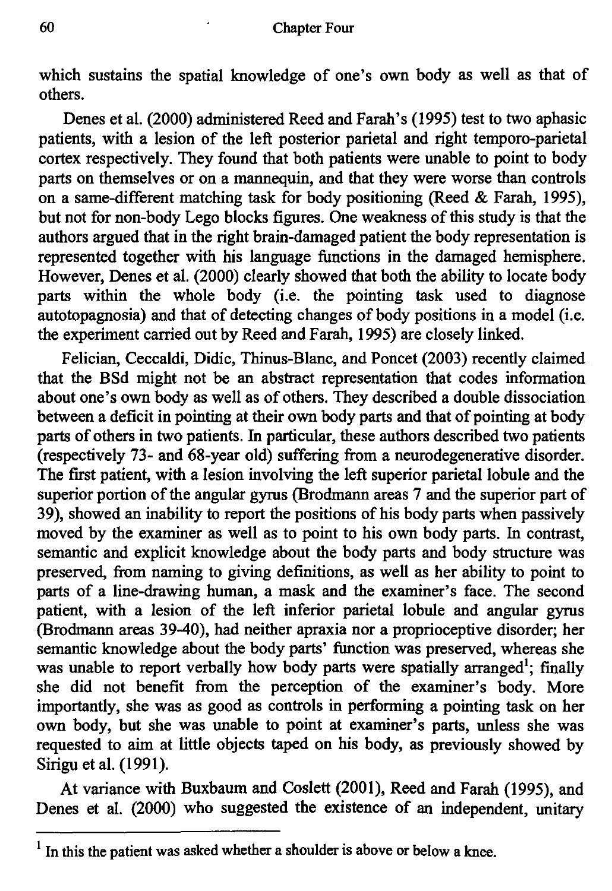which sustains the spatial knowledge of one's own body as well as that of others.

Denes et al. (2000) administered Reed and Farah's (1995) test to two aphasic patients, with a lesion of the left posterior parietal and right temporo-parietal cortex respectively. They found that both patients were unable to point to body parts on themselves or on a mannequin, and that they were worse than controls on a same-different matching task for body positioning (Reed & Farah, 1995), but not for non-body Lego blocks figures. One weakness of this study is that the authors argued that in the right brain-damaged patient the body representation is represented together with his language functions in the damaged hemisphere. However, Denes et al. (2000) clearly showed that both the ability to locate body parts within the whole body (i.e. the pointing task used to diagnose autotopagnosia) and that of detecting changes of body positions in a model (i.e. the experiment carried out by Reed and Farah, 1995) are closely linked.

Felician, Ceccaldi, Didic, Thinus-Blanc, and Poncet (2003) recently claimed that the BSd might not be an abstract representation that codes information about one's own body as well as of others. They described a double dissociation between a deficit in pointing at their own body parts and that of pointing at body parts of others in two patients. In particular, these authors described two patients (respectively 73- and 68-year old) suffering from a neurodegenerative disorder. The first patient, with a lesion involving the left superior parietal lobule and the superior portion of the angular gyrus (Brodmann areas 7 and the superior part of 39), showed an inability to report the positions of his body parts when passively moved by the examiner as well as to point to his own body parts. In contrast, semantic and explicit knowledge about the body parts and body structure was preserved, from naming to giving definitions, as well as her ability to point to parts of a line-drawing human, a mask and the examiner's face. The second patient, with a lesion of the left inferior parietal lobule and angular gyrus (Brodmann areas 39-40), had neither apraxia nor a proprioceptive disorder; her semantic knowledge about the body parts' function was preserved, whereas she was unable to report verbally how body parts were spatially arranged[1]; finally she did not benefit from the perception of the examiner's body. More importantly, she was as good as controls in performing a pointing task on her own body, but she was unable to point at examiner's parts, unless she was requested to aim at little objects taped on his body, as previously showed by Sirigu et al. (1991).

At variance with Buxbaum and Coslett (2001), Reed and Farah (1995), and Denes et al. (2000) who suggested the existence of an independent, unitary

[1] In this the patient was asked whether a shoulder is above or below a knee.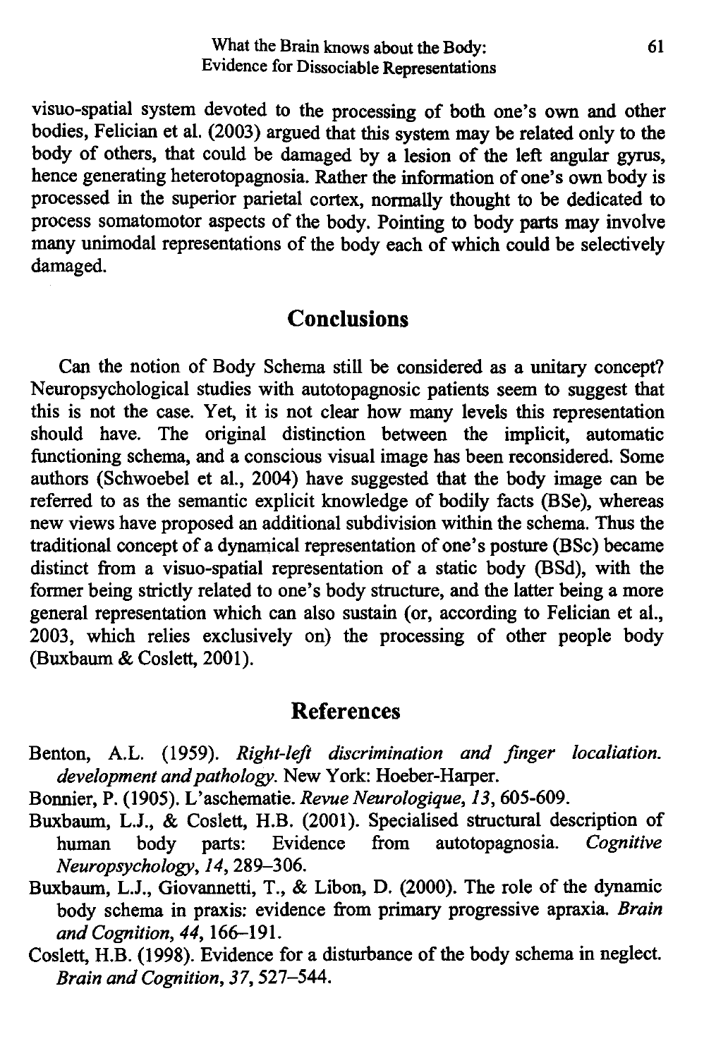visuo-spatial system devoted to the processing of both one's own and other bodies, Felician et al. (2003) argued that this system may be related only to the body of others, that could be damaged by a lesion of the left angular gyrus, hence generating heterotopagnosia. Rather the information of one's own body is processed in the superior parietal cortex, normally thought to be dedicated to process somatomotor aspects of the body. Pointing to body parts may involve many unimodal representations of the body each of which could be selectively damaged.

## Conclusions

Can the notion of Body Schema still be considered as a unitary concept? Neuropsychological studies with autotopagnosic patients seem to suggest that this is not the case. Yet, it is not clear how many levels this representation should have. The original distinction between the implicit, automatic functioning schema, and a conscious visual image has been reconsidered. Some authors (Schwoebel et al., 2004) have suggested that the body image can be referred to as the semantic explicit knowledge of bodily facts (BSe), whereas new views have proposed an additional subdivision within the schema. Thus the traditional concept of a dynamical representation of one's posture (BSc) became distinct from a visuo-spatial representation of a static body (BSd), with the former being strictly related to one's body structure, and the latter being a more general representation which can also sustain (or, according to Felician et al., 2003, which relies exclusively on) the processing of other people body (Buxbaum & Coslett, 2001).

## References

Benton, A.L. (1959). *Right-left discrimination and finger localiation. development and pathology*. New York: Hoeber-Harper.

Bonnier, P. (1905). L'aschematie. *Revue Neurologique, 13*, 605-609.

Buxbaum, L.J., & Coslett, H.B. (2001). Specialised structural description of human body parts: Evidence from autotopagnosia. *Cognitive Neuropsychology, 14*, 289–306.

Buxbaum, L.J., Giovannetti, T., & Libon, D. (2000). The role of the dynamic body schema in praxis: evidence from primary progressive apraxia. *Brain and Cognition, 44*, 166–191.

Coslett, H.B. (1998). Evidence for a disturbance of the body schema in neglect. *Brain and Cognition, 37*, 527–544.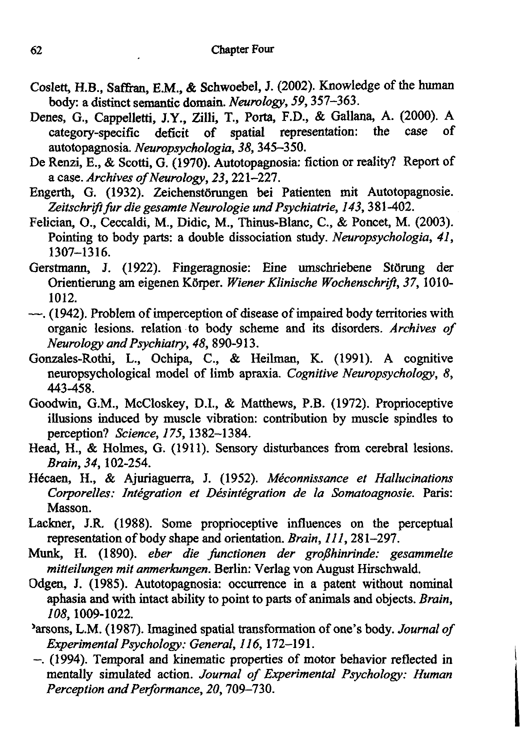Coslett, H.B., Saffran, E.M., & Schwoebel, J. (2002). Knowledge of the human body: a distinct semantic domain. *Neurology, 59*, 357–363.

Denes, G., Cappelletti, J.Y., Zilli, T., Porta, F.D., & Gallana, A. (2000). A category-specific deficit of spatial representation: the case of autotopagnosia. *Neuropsychologia, 38*, 345–350.

De Renzi, E., & Scotti, G. (1970). Autotopagnosia: fiction or reality? Report of a case. *Archives of Neurology, 23*, 221–227.

Engerth, G. (1932). Zeichenstörungen bei Patienten mit Autotopagnosie. *Zeitschrift fur die gesamte Neurologie und Psychiatrie, 143*, 381-402.

Felician, O., Ceccaldi, M., Didic, M., Thinus-Blanc, C., & Poncet, M. (2003). Pointing to body parts: a double dissociation study. *Neuropsychologia, 41*, 1307–1316.

Gerstmann, J. (1922). Fingeragnosie: Eine umschriebene Störung der Orientierung am eigenen Körper. *Wiener Klinische Wochenschrift, 37*, 1010-1012.

—. (1942). Problem of imperception of disease of impaired body territories with organic lesions. relation to body scheme and its disorders. *Archives of Neurology and Psychiatry, 48*, 890-913.

Gonzales-Rothi, L., Ochipa, C., & Heilman, K. (1991). A cognitive neuropsychological model of limb apraxia. *Cognitive Neuropsychology, 8*, 443-458.

Goodwin, G.M., McCloskey, D.I., & Matthews, P.B. (1972). Proprioceptive illusions induced by muscle vibration: contribution by muscle spindles to perception? *Science, 175*, 1382–1384.

Head, H., & Holmes, G. (1911). Sensory disturbances from cerebral lesions. *Brain, 34*, 102-254.

Hécaen, H., & Ajuriaguerra, J. (1952). *Méconnissance et Hallucinations Corporelles: Intégration et Désintégration de la Somatoagnosie*. Paris: Masson.

Lackner, J.R. (1988). Some proprioceptive influences on the perceptual representation of body shape and orientation. *Brain, 111*, 281–297.

Munk, H. (1890). *eber die functionen der großhinrinde: gesammelte mitteilungen mit anmerkungen*. Berlin: Verlag von August Hirschwald.

Odgen, J. (1985). Autotopagnosia: occurrence in a patent without nominal aphasia and with intact ability to point to parts of animals and objects. *Brain, 108*, 1009-1022.

Parsons, L.M. (1987). Imagined spatial transformation of one's body. *Journal of Experimental Psychology: General, 116*, 172–191.

—. (1994). Temporal and kinematic properties of motor behavior reflected in mentally simulated action. *Journal of Experimental Psychology: Human Perception and Performance, 20*, 709–730.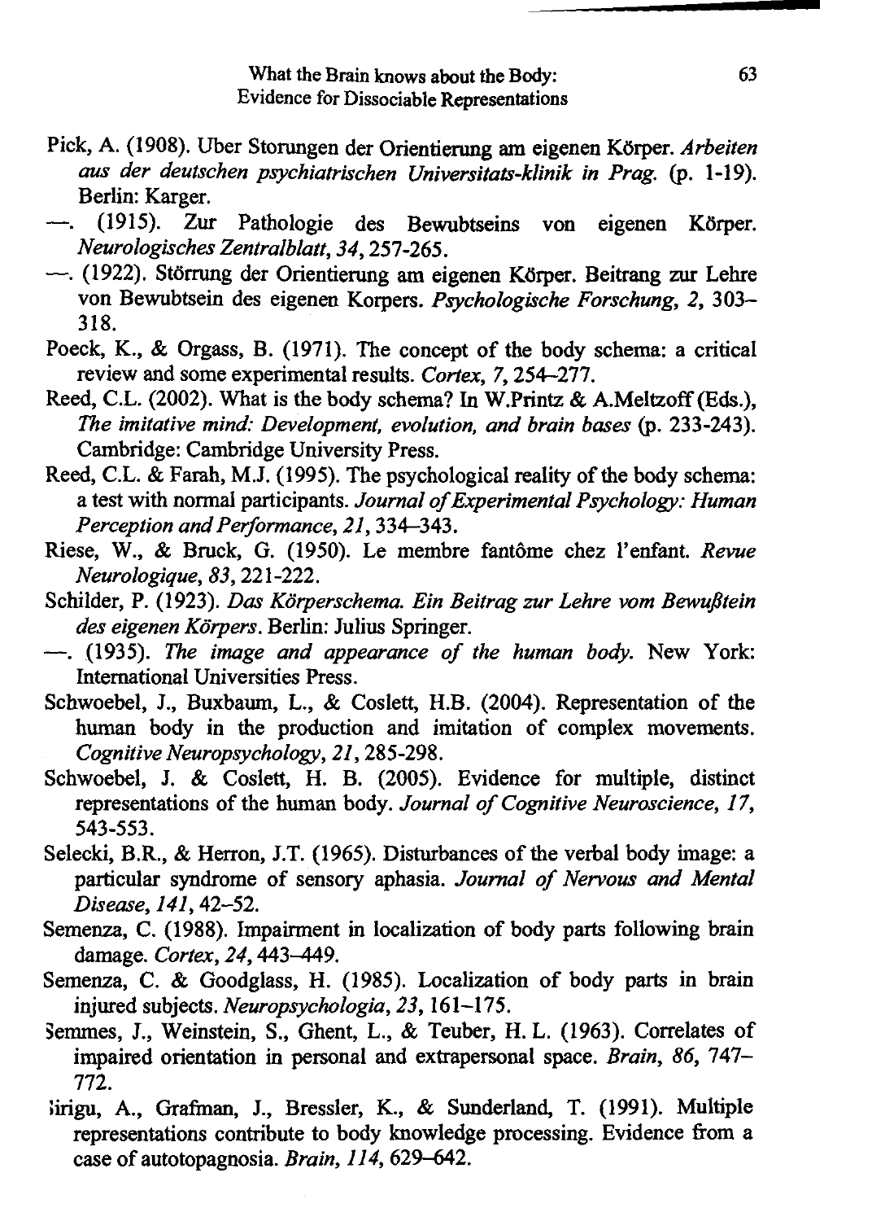Pick, A. (1908). Uber Storungen der Orientierung am eigenen Körper. *Arbeiten aus der deutschen psychiatrischen Universitats-klinik in Prag.* (p. 1-19). Berlin: Karger.

—. (1915). Zur Pathologie des Bewubtseins von eigenen Körper. *Neurologisches Zentralblatt, 34,* 257-265.

—. (1922). Störrung der Orientierung am eigenen Körper. Beitrang zur Lehre von Bewubtsein des eigenen Korpers. *Psychologische Forschung, 2,* 303–318.

Poeck, K., & Orgass, B. (1971). The concept of the body schema: a critical review and some experimental results. *Cortex, 7,* 254–277.

Reed, C.L. (2002). What is the body schema? In W.Printz & A.Meltzoff (Eds.), *The imitative mind: Development, evolution, and brain bases* (p. 233-243). Cambridge: Cambridge University Press.

Reed, C.L. & Farah, M.J. (1995). The psychological reality of the body schema: a test with normal participants. *Journal of Experimental Psychology: Human Perception and Performance, 21,* 334–343.

Riese, W., & Bruck, G. (1950). Le membre fantôme chez l'enfant. *Revue Neurologique, 83,* 221-222.

Schilder, P. (1923). *Das Körperschema. Ein Beitrag zur Lehre vom Bewußtein des eigenen Körpers.* Berlin: Julius Springer.

—. (1935). *The image and appearance of the human body.* New York: International Universities Press.

Schwoebel, J., Buxbaum, L., & Coslett, H.B. (2004). Representation of the human body in the production and imitation of complex movements. *Cognitive Neuropsychology, 21,* 285-298.

Schwoebel, J. & Coslett, H. B. (2005). Evidence for multiple, distinct representations of the human body. *Journal of Cognitive Neuroscience, 17,* 543-553.

Selecki, B.R., & Herron, J.T. (1965). Disturbances of the verbal body image: a particular syndrome of sensory aphasia. *Journal of Nervous and Mental Disease, 141,* 42–52.

Semenza, C. (1988). Impairment in localization of body parts following brain damage. *Cortex, 24,* 443–449.

Semenza, C. & Goodglass, H. (1985). Localization of body parts in brain injured subjects. *Neuropsychologia, 23,* 161–175.

Semmes, J., Weinstein, S., Ghent, L., & Teuber, H. L. (1963). Correlates of impaired orientation in personal and extrapersonal space. *Brain, 86,* 747–772.

Sirigu, A., Grafman, J., Bressler, K., & Sunderland, T. (1991). Multiple representations contribute to body knowledge processing. Evidence from a case of autotopagnosia. *Brain, 114,* 629–642.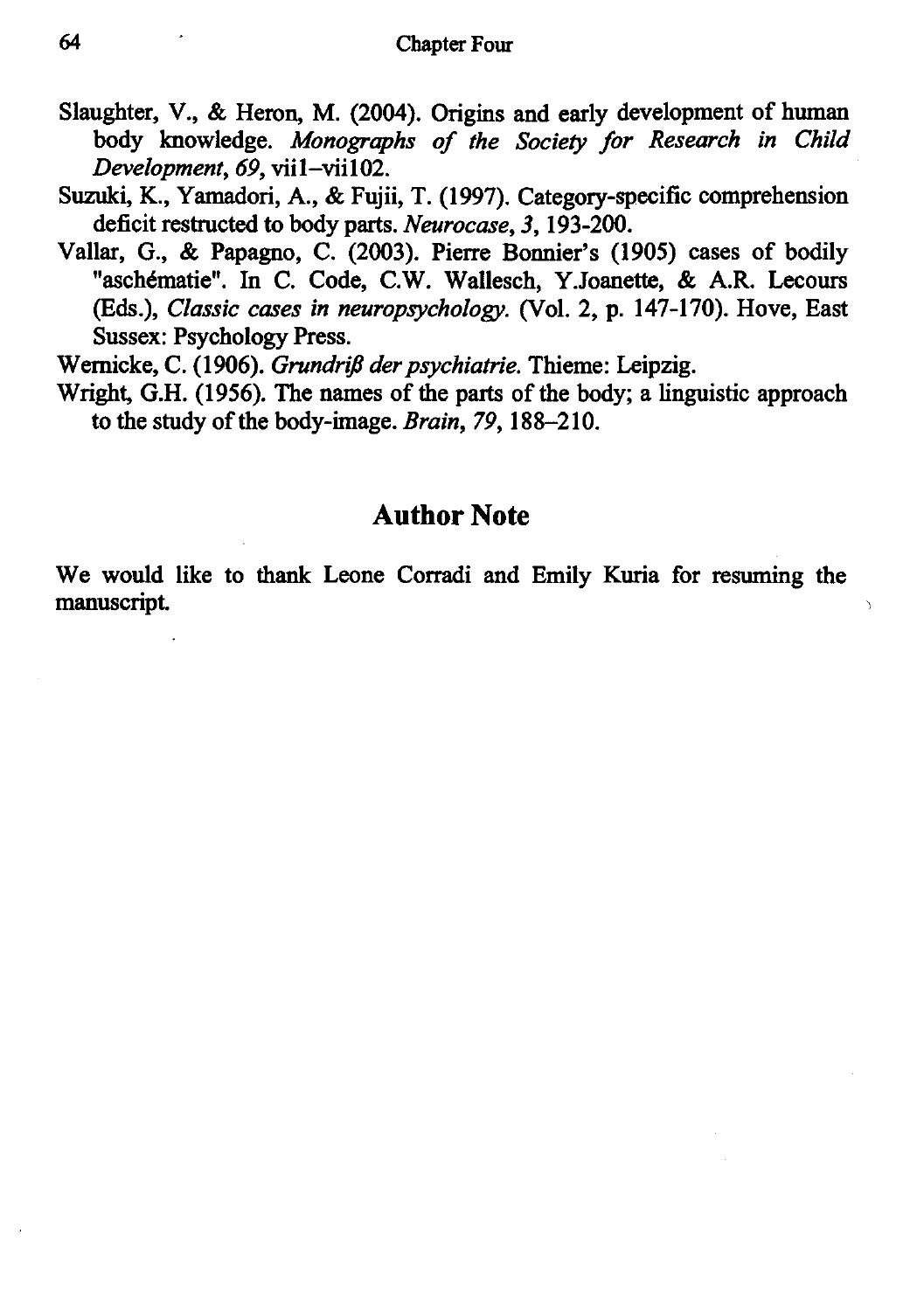Slaughter, V., & Heron, M. (2004). Origins and early development of human body knowledge. *Monographs of the Society for Research in Child Development, 69*, vii1–vii102.

Suzuki, K., Yamadori, A., & Fujii, T. (1997). Category-specific comprehension deficit restructed to body parts. *Neurocase, 3*, 193-200.

Vallar, G., & Papagno, C. (2003). Pierre Bonnier's (1905) cases of bodily "aschématie". In C. Code, C.W. Wallesch, Y.Joanette, & A.R. Lecours (Eds.), *Classic cases in neuropsychology*. (Vol. 2, p. 147-170). Hove, East Sussex: Psychology Press.

Wernicke, C. (1906). *Grundriß der psychiatrie.* Thieme: Leipzig.

Wright, G.H. (1956). The names of the parts of the body; a linguistic approach to the study of the body-image. *Brain, 79*, 188–210.

## Author Note

We would like to thank Leone Corradi and Emily Kuria for resuming the manuscript.